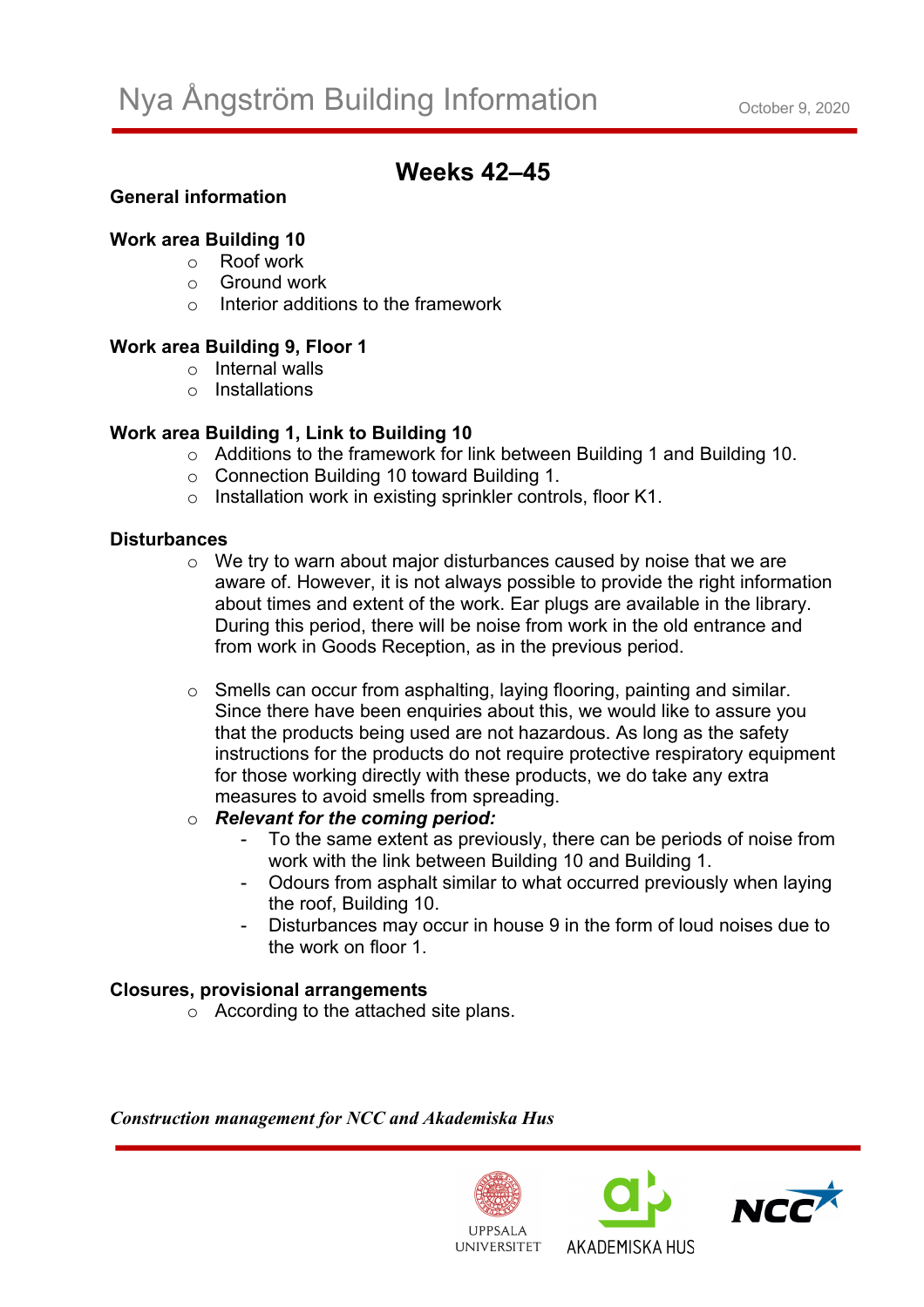# Nya Ångström Building Information

October 9, 2020

## Weeks 42–45

**General information**

**Work area Building 10**

- Roof work
- Ground work
- Interior additions to the framework

**Work area Building 9, Floor 1**

- Internal walls
- Installations

**Work area Building 1, Link to Building 10**

- Additions to the framework for link between Building 1 and Building 10.
- Connection Building 10 toward Building 1.
- Installation work in existing sprinkler controls, floor K1.

**Disturbances**

- We try to warn about major disturbances caused by noise that we are aware of. However, it is not always possible to provide the right information about times and extent of the work. Ear plugs are available in the library. During this period, there will be noise from work in the old entrance and from work in Goods Reception, as in the previous period.

- Smells can occur from asphalting, laying flooring, painting and similar. Since there have been enquiries about this, we would like to assure you that the products being used are not hazardous. As long as the safety instructions for the products do not require protective respiratory equipment for those working directly with these products, we do take any extra measures to avoid smells from spreading.
- ***Relevant for the coming period:***
  - To the same extent as previously, there can be periods of noise from work with the link between Building 10 and Building 1.
  - Odours from asphalt similar to what occurred previously when laying the roof, Building 10.
  - Disturbances may occur in house 9 in the form of loud noises due to the work on floor 1.

**Closures, provisional arrangements**

- According to the attached site plans.

***Construction management for NCC and Akademiska Hus***

UPPSALA UNIVERSITET AKADEMISKA HUS NCC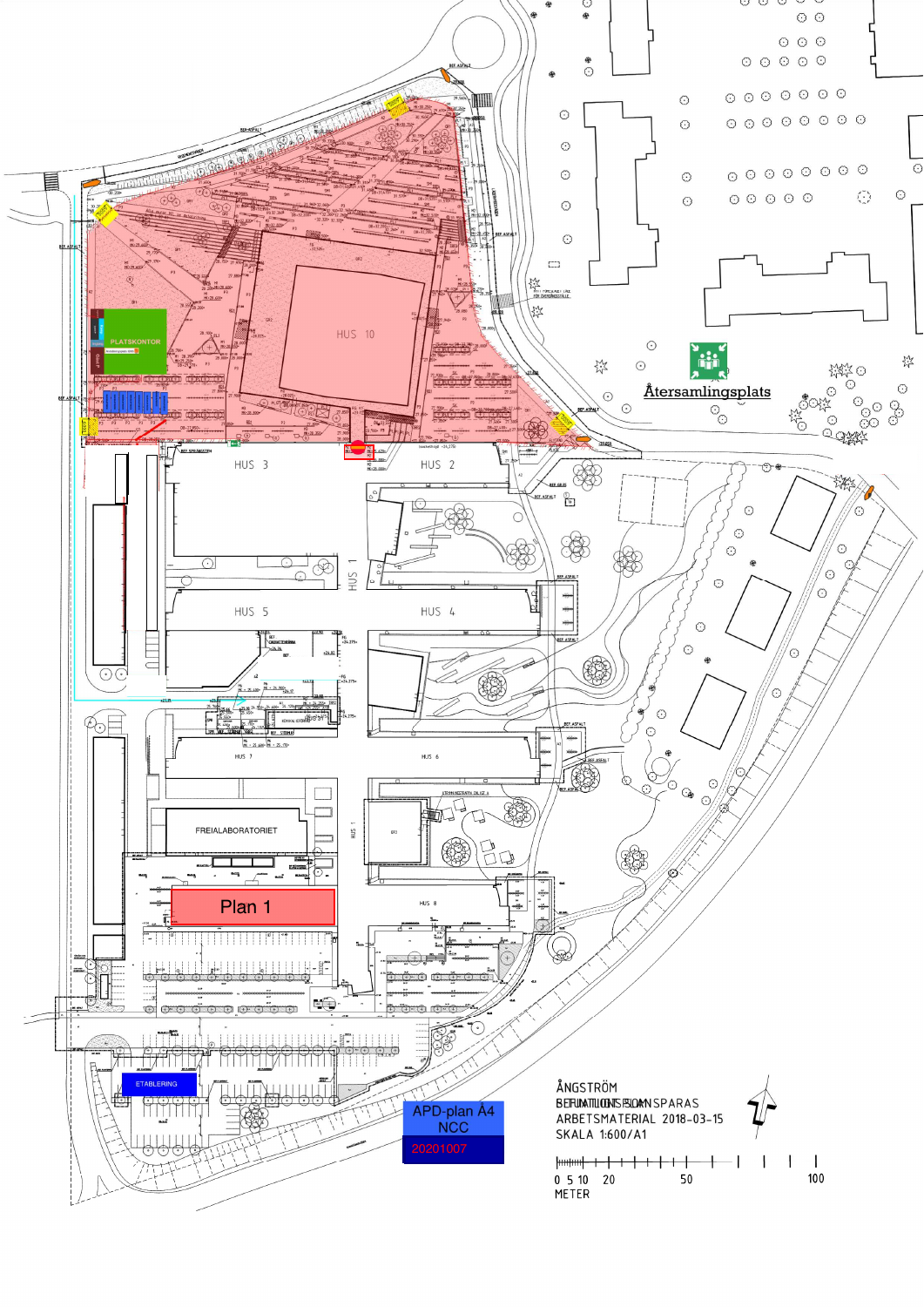PLATSKONTOR

HUS 10

Återsamlingsplats

HUS 3

HUS 2

HUS 1

HUS 5

HUS 4

HUS 7

HUS 6

FREIALABORATORIET

HUS 1

Plan 1

HUS 8

ETABLERING

APD-plan A4
NCC
20201007

ÅNGSTRÖM
BEFINTLIGT SOM SPARAS
ARBETSMATERIAL 2018-03-15
SKALA 1:600/A1

0 5 10 20 50 100
METER